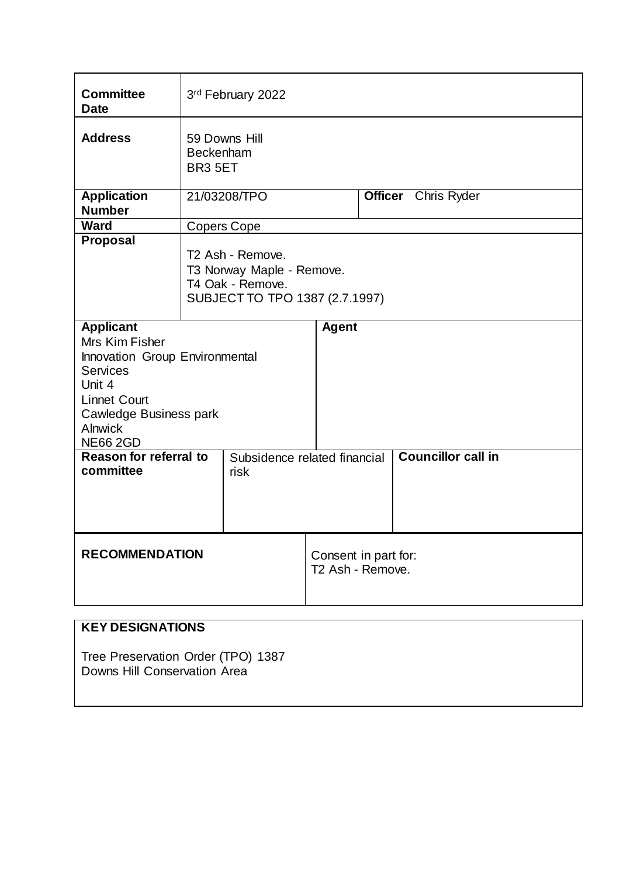| | | | |
|---|---|---|---|
| **Committee Date** | 3rd February 2022 | | |
| **Address** | 59 Downs Hill<br>Beckenham<br>BR3 5ET | | |
| **Application Number** | 21/03208/TPO | **Officer** | Chris Ryder |
| **Ward** | Copers Cope | | |
| **Proposal** | T2 Ash - Remove.<br>T3 Norway Maple - Remove.<br>T4 Oak - Remove.<br>SUBJECT TO TPO 1387 (2.7.1997) | | |

| | |
|---|---|
| **Applicant**<br>Mrs Kim Fisher<br>Innovation Group Environmental Services<br>Unit 4<br>Linnet Court<br>Cawledge Business park<br>Alnwick<br>NE66 2GD | **Agent** |

| | | |
|---|---|---|
| **Reason for referral to committee** | Subsidence related financial risk | **Councillor call in** |

| | |
|---|---|
| **RECOMMENDATION** | Consent in part for:<br>T2 Ash - Remove. |

**KEY DESIGNATIONS**

Tree Preservation Order (TPO) 1387
Downs Hill Conservation Area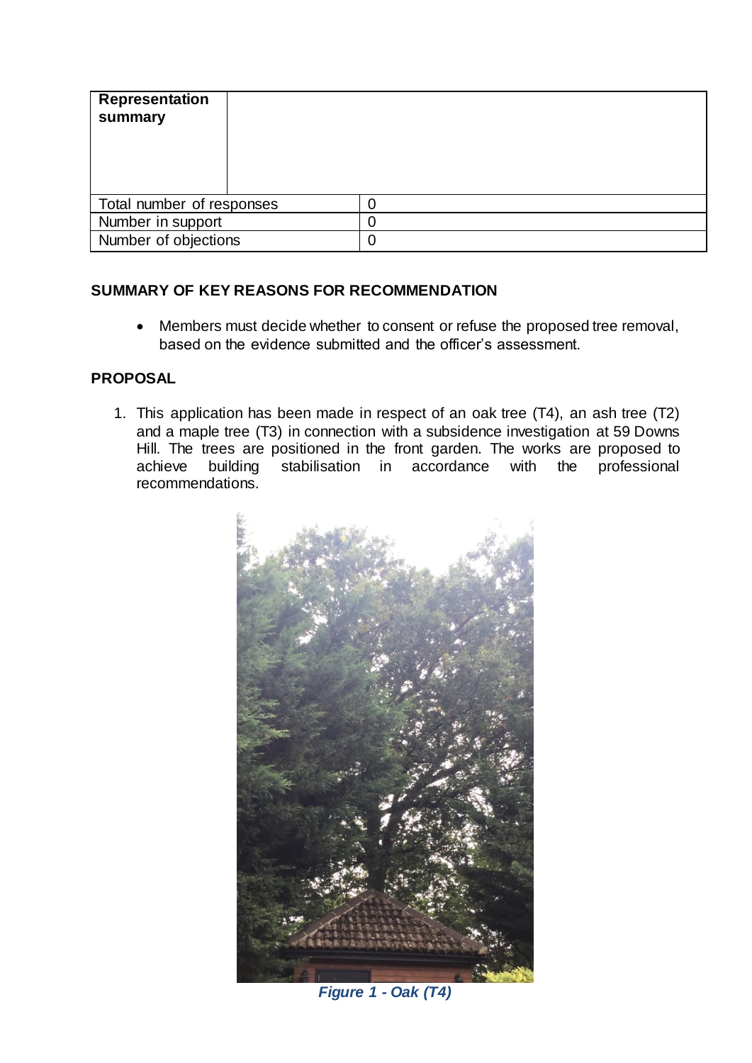| Representation summary | |
|---|---|
| Total number of responses | 0 |
| Number in support | 0 |
| Number of objections | 0 |

## SUMMARY OF KEY REASONS FOR RECOMMENDATION

- Members must decide whether to consent or refuse the proposed tree removal, based on the evidence submitted and the officer's assessment.

## PROPOSAL

1. This application has been made in respect of an oak tree (T4), an ash tree (T2) and a maple tree (T3) in connection with a subsidence investigation at 59 Downs Hill. The trees are positioned in the front garden. The works are proposed to achieve building stabilisation in accordance with the professional recommendations.

*Figure 1 - Oak (T4)*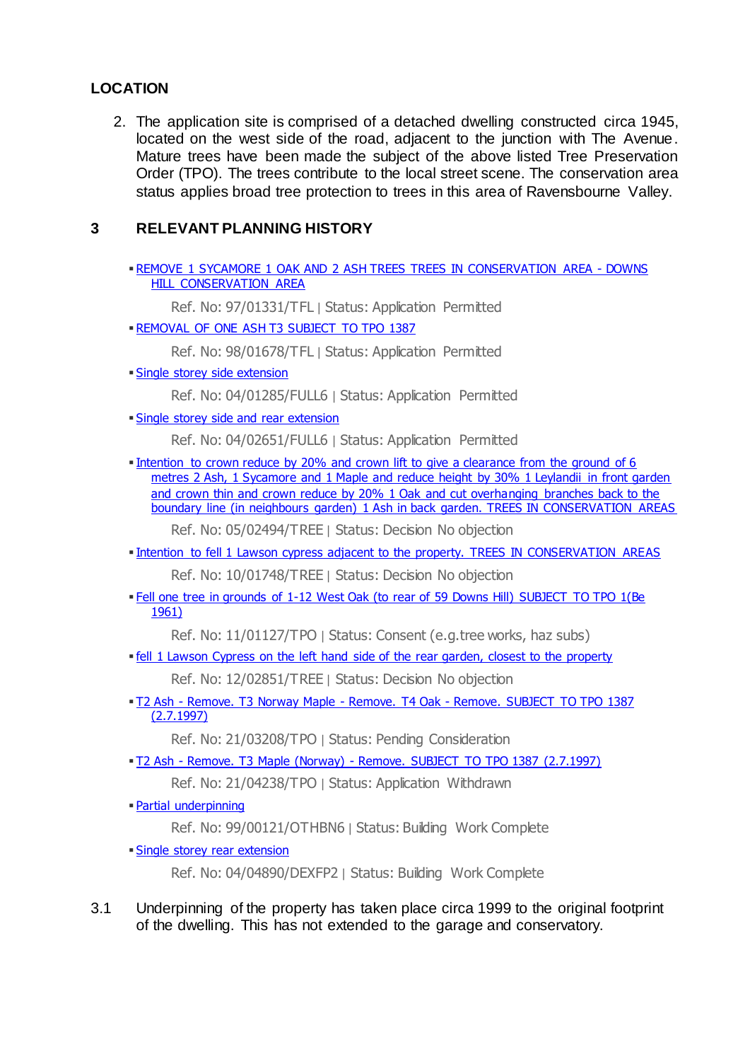## LOCATION

2. The application site is comprised of a detached dwelling constructed circa 1945, located on the west side of the road, adjacent to the junction with The Avenue. Mature trees have been made the subject of the above listed Tree Preservation Order (TPO). The trees contribute to the local street scene. The conservation area status applies broad tree protection to trees in this area of Ravensbourne Valley.

## 3 RELEVANT PLANNING HISTORY

- REMOVE 1 SYCAMORE 1 OAK AND 2 ASH TREES TREES IN CONSERVATION AREA - DOWNS HILL CONSERVATION AREA

  Ref. No: 97/01331/TFL | Status: Application Permitted

- REMOVAL OF ONE ASH T3 SUBJECT TO TPO 1387

  Ref. No: 98/01678/TFL | Status: Application Permitted

- Single storey side extension

  Ref. No: 04/01285/FULL6 | Status: Application Permitted

- Single storey side and rear extension

  Ref. No: 04/02651/FULL6 | Status: Application Permitted

- Intention to crown reduce by 20% and crown lift to give a clearance from the ground of 6 metres 2 Ash, 1 Sycamore and 1 Maple and reduce height by 30% 1 Leylandii in front garden and crown thin and crown reduce by 20% 1 Oak and cut overhanging branches back to the boundary line (in neighbours garden) 1 Ash in back garden. TREES IN CONSERVATION AREAS

  Ref. No: 05/02494/TREE | Status: Decision No objection

- Intention to fell 1 Lawson cypress adjacent to the property. TREES IN CONSERVATION AREAS

  Ref. No: 10/01748/TREE | Status: Decision No objection

- Fell one tree in grounds of 1-12 West Oak (to rear of 59 Downs Hill) SUBJECT TO TPO 1(Be 1961)

  Ref. No: 11/01127/TPO | Status: Consent (e.g.tree works, haz subs)

- fell 1 Lawson Cypress on the left hand side of the rear garden, closest to the property

  Ref. No: 12/02851/TREE | Status: Decision No objection

- T2 Ash - Remove. T3 Norway Maple - Remove. T4 Oak - Remove. SUBJECT TO TPO 1387 (2.7.1997)

  Ref. No: 21/03208/TPO | Status: Pending Consideration

- T2 Ash - Remove. T3 Maple (Norway) - Remove. SUBJECT TO TPO 1387 (2.7.1997)

  Ref. No: 21/04238/TPO | Status: Application Withdrawn

- Partial underpinning

  Ref. No: 99/00121/OTHBN6 | Status: Building Work Complete

- Single storey rear extension

  Ref. No: 04/04890/DEXFP2 | Status: Building Work Complete

3.1 Underpinning of the property has taken place circa 1999 to the original footprint of the dwelling. This has not extended to the garage and conservatory.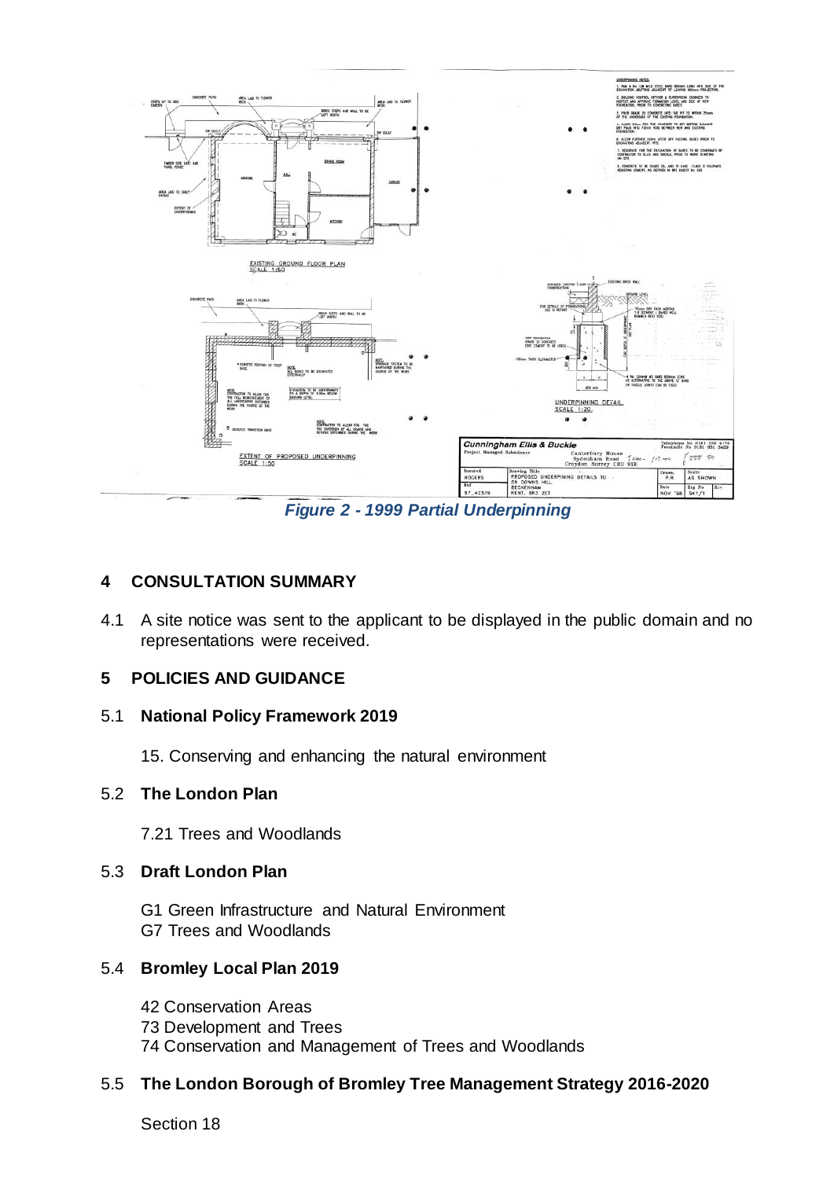*Figure 2 - 1999 Partial Underpinning*

## 4 CONSULTATION SUMMARY

4.1 A site notice was sent to the applicant to be displayed in the public domain and no representations were received.

## 5 POLICIES AND GUIDANCE

### 5.1 National Policy Framework 2019

15. Conserving and enhancing the natural environment

### 5.2 The London Plan

7.21 Trees and Woodlands

### 5.3 Draft London Plan

G1 Green Infrastructure and Natural Environment
G7 Trees and Woodlands

### 5.4 Bromley Local Plan 2019

42 Conservation Areas
73 Development and Trees
74 Conservation and Management of Trees and Woodlands

### 5.5 The London Borough of Bromley Tree Management Strategy 2016-2020

Section 18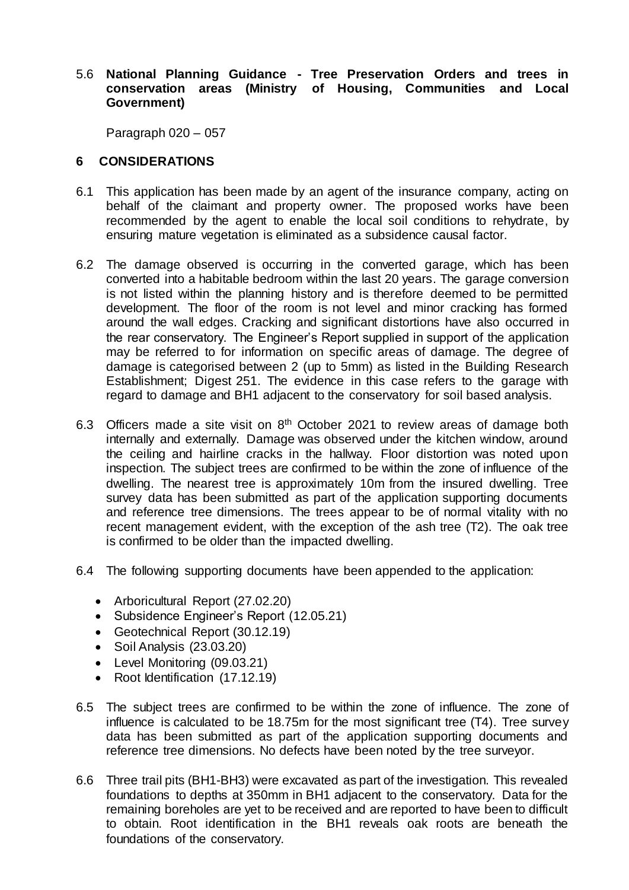5.6 **National Planning Guidance - Tree Preservation Orders and trees in conservation areas (Ministry of Housing, Communities and Local Government)**

Paragraph 020 – 057

## 6 CONSIDERATIONS

6.1 This application has been made by an agent of the insurance company, acting on behalf of the claimant and property owner. The proposed works have been recommended by the agent to enable the local soil conditions to rehydrate, by ensuring mature vegetation is eliminated as a subsidence causal factor.

6.2 The damage observed is occurring in the converted garage, which has been converted into a habitable bedroom within the last 20 years. The garage conversion is not listed within the planning history and is therefore deemed to be permitted development. The floor of the room is not level and minor cracking has formed around the wall edges. Cracking and significant distortions have also occurred in the rear conservatory. The Engineer's Report supplied in support of the application may be referred to for information on specific areas of damage. The degree of damage is categorised between 2 (up to 5mm) as listed in the Building Research Establishment; Digest 251. The evidence in this case refers to the garage with regard to damage and BH1 adjacent to the conservatory for soil based analysis.

6.3 Officers made a site visit on 8th October 2021 to review areas of damage both internally and externally. Damage was observed under the kitchen window, around the ceiling and hairline cracks in the hallway. Floor distortion was noted upon inspection. The subject trees are confirmed to be within the zone of influence of the dwelling. The nearest tree is approximately 10m from the insured dwelling. Tree survey data has been submitted as part of the application supporting documents and reference tree dimensions. The trees appear to be of normal vitality with no recent management evident, with the exception of the ash tree (T2). The oak tree is confirmed to be older than the impacted dwelling.

6.4 The following supporting documents have been appended to the application:

- Arboricultural Report (27.02.20)
- Subsidence Engineer's Report (12.05.21)
- Geotechnical Report (30.12.19)
- Soil Analysis (23.03.20)
- Level Monitoring (09.03.21)
- Root Identification (17.12.19)

6.5 The subject trees are confirmed to be within the zone of influence. The zone of influence is calculated to be 18.75m for the most significant tree (T4). Tree survey data has been submitted as part of the application supporting documents and reference tree dimensions. No defects have been noted by the tree surveyor.

6.6 Three trail pits (BH1-BH3) were excavated as part of the investigation. This revealed foundations to depths at 350mm in BH1 adjacent to the conservatory. Data for the remaining boreholes are yet to be received and are reported to have been to difficult to obtain. Root identification in the BH1 reveals oak roots are beneath the foundations of the conservatory.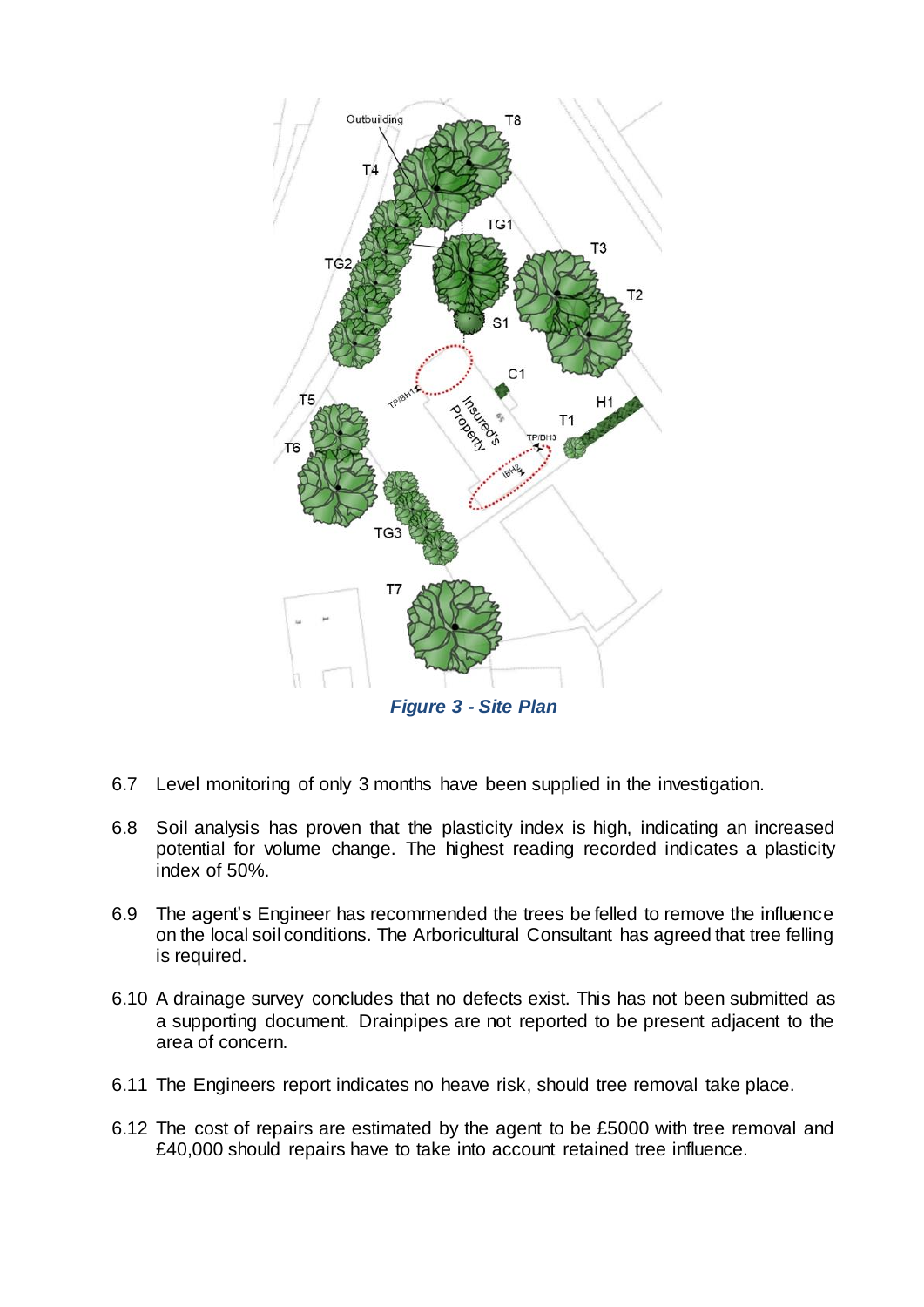*Figure 3 - Site Plan*

6.7 Level monitoring of only 3 months have been supplied in the investigation.

6.8 Soil analysis has proven that the plasticity index is high, indicating an increased potential for volume change. The highest reading recorded indicates a plasticity index of 50%.

6.9 The agent's Engineer has recommended the trees be felled to remove the influence on the local soil conditions. The Arboricultural Consultant has agreed that tree felling is required.

6.10 A drainage survey concludes that no defects exist. This has not been submitted as a supporting document. Drainpipes are not reported to be present adjacent to the area of concern.

6.11 The Engineers report indicates no heave risk, should tree removal take place.

6.12 The cost of repairs are estimated by the agent to be £5000 with tree removal and £40,000 should repairs have to take into account retained tree influence.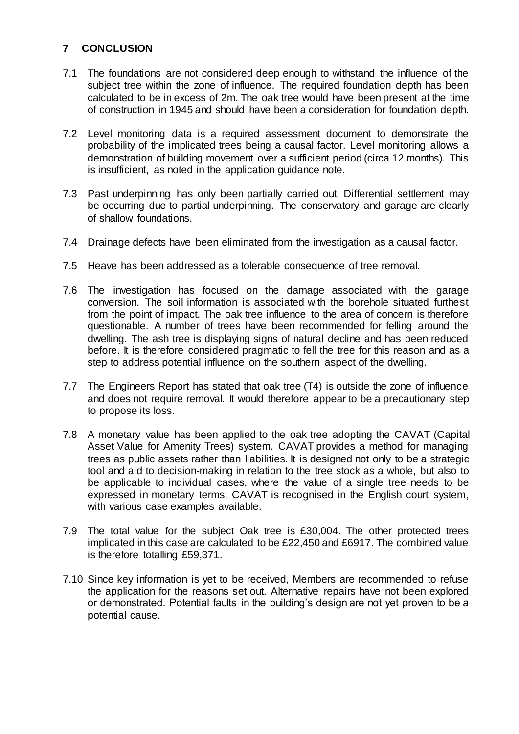## 7 CONCLUSION

7.1 The foundations are not considered deep enough to withstand the influence of the subject tree within the zone of influence. The required foundation depth has been calculated to be in excess of 2m. The oak tree would have been present at the time of construction in 1945 and should have been a consideration for foundation depth.

7.2 Level monitoring data is a required assessment document to demonstrate the probability of the implicated trees being a causal factor. Level monitoring allows a demonstration of building movement over a sufficient period (circa 12 months). This is insufficient, as noted in the application guidance note.

7.3 Past underpinning has only been partially carried out. Differential settlement may be occurring due to partial underpinning. The conservatory and garage are clearly of shallow foundations.

7.4 Drainage defects have been eliminated from the investigation as a causal factor.

7.5 Heave has been addressed as a tolerable consequence of tree removal.

7.6 The investigation has focused on the damage associated with the garage conversion. The soil information is associated with the borehole situated furthest from the point of impact. The oak tree influence to the area of concern is therefore questionable. A number of trees have been recommended for felling around the dwelling. The ash tree is displaying signs of natural decline and has been reduced before. It is therefore considered pragmatic to fell the tree for this reason and as a step to address potential influence on the southern aspect of the dwelling.

7.7 The Engineers Report has stated that oak tree (T4) is outside the zone of influence and does not require removal. It would therefore appear to be a precautionary step to propose its loss.

7.8 A monetary value has been applied to the oak tree adopting the CAVAT (Capital Asset Value for Amenity Trees) system. CAVAT provides a method for managing trees as public assets rather than liabilities. It is designed not only to be a strategic tool and aid to decision-making in relation to the tree stock as a whole, but also to be applicable to individual cases, where the value of a single tree needs to be expressed in monetary terms. CAVAT is recognised in the English court system, with various case examples available.

7.9 The total value for the subject Oak tree is £30,004. The other protected trees implicated in this case are calculated to be £22,450 and £6917. The combined value is therefore totalling £59,371.

7.10 Since key information is yet to be received, Members are recommended to refuse the application for the reasons set out. Alternative repairs have not been explored or demonstrated. Potential faults in the building's design are not yet proven to be a potential cause.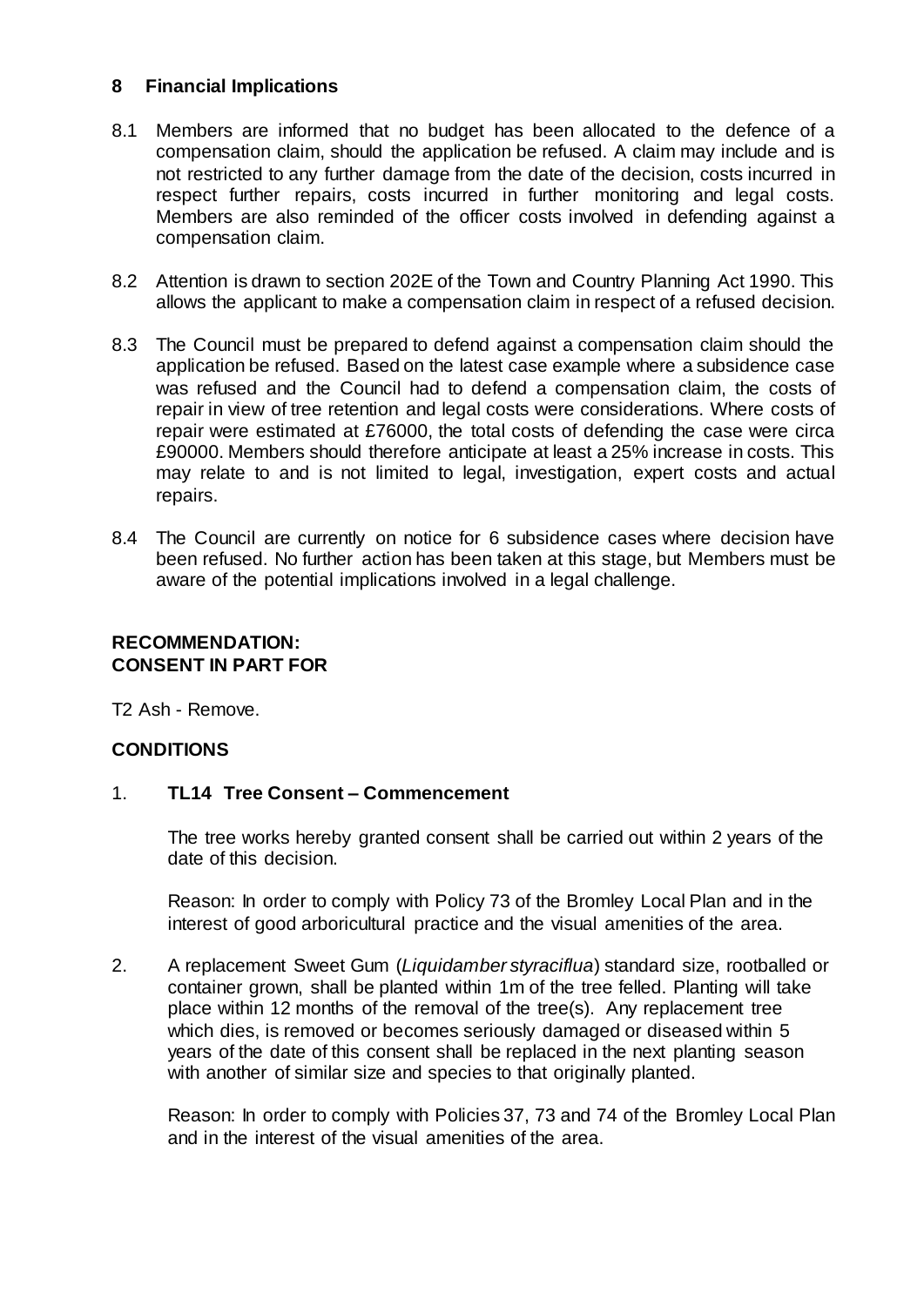## 8 Financial Implications

8.1 Members are informed that no budget has been allocated to the defence of a compensation claim, should the application be refused. A claim may include and is not restricted to any further damage from the date of the decision, costs incurred in respect further repairs, costs incurred in further monitoring and legal costs. Members are also reminded of the officer costs involved in defending against a compensation claim.

8.2 Attention is drawn to section 202E of the Town and Country Planning Act 1990. This allows the applicant to make a compensation claim in respect of a refused decision.

8.3 The Council must be prepared to defend against a compensation claim should the application be refused. Based on the latest case example where a subsidence case was refused and the Council had to defend a compensation claim, the costs of repair in view of tree retention and legal costs were considerations. Where costs of repair were estimated at £76000, the total costs of defending the case were circa £90000. Members should therefore anticipate at least a 25% increase in costs. This may relate to and is not limited to legal, investigation, expert costs and actual repairs.

8.4 The Council are currently on notice for 6 subsidence cases where decision have been refused. No further action has been taken at this stage, but Members must be aware of the potential implications involved in a legal challenge.

**RECOMMENDATION:**
**CONSENT IN PART FOR**

T2 Ash - Remove.

**CONDITIONS**

1. **TL14 Tree Consent – Commencement**

   The tree works hereby granted consent shall be carried out within 2 years of the date of this decision.

   Reason: In order to comply with Policy 73 of the Bromley Local Plan and in the interest of good arboricultural practice and the visual amenities of the area.

2. A replacement Sweet Gum (*Liquidamber styraciflua*) standard size, rootballed or container grown, shall be planted within 1m of the tree felled. Planting will take place within 12 months of the removal of the tree(s). Any replacement tree which dies, is removed or becomes seriously damaged or diseased within 5 years of the date of this consent shall be replaced in the next planting season with another of similar size and species to that originally planted.

   Reason: In order to comply with Policies 37, 73 and 74 of the Bromley Local Plan and in the interest of the visual amenities of the area.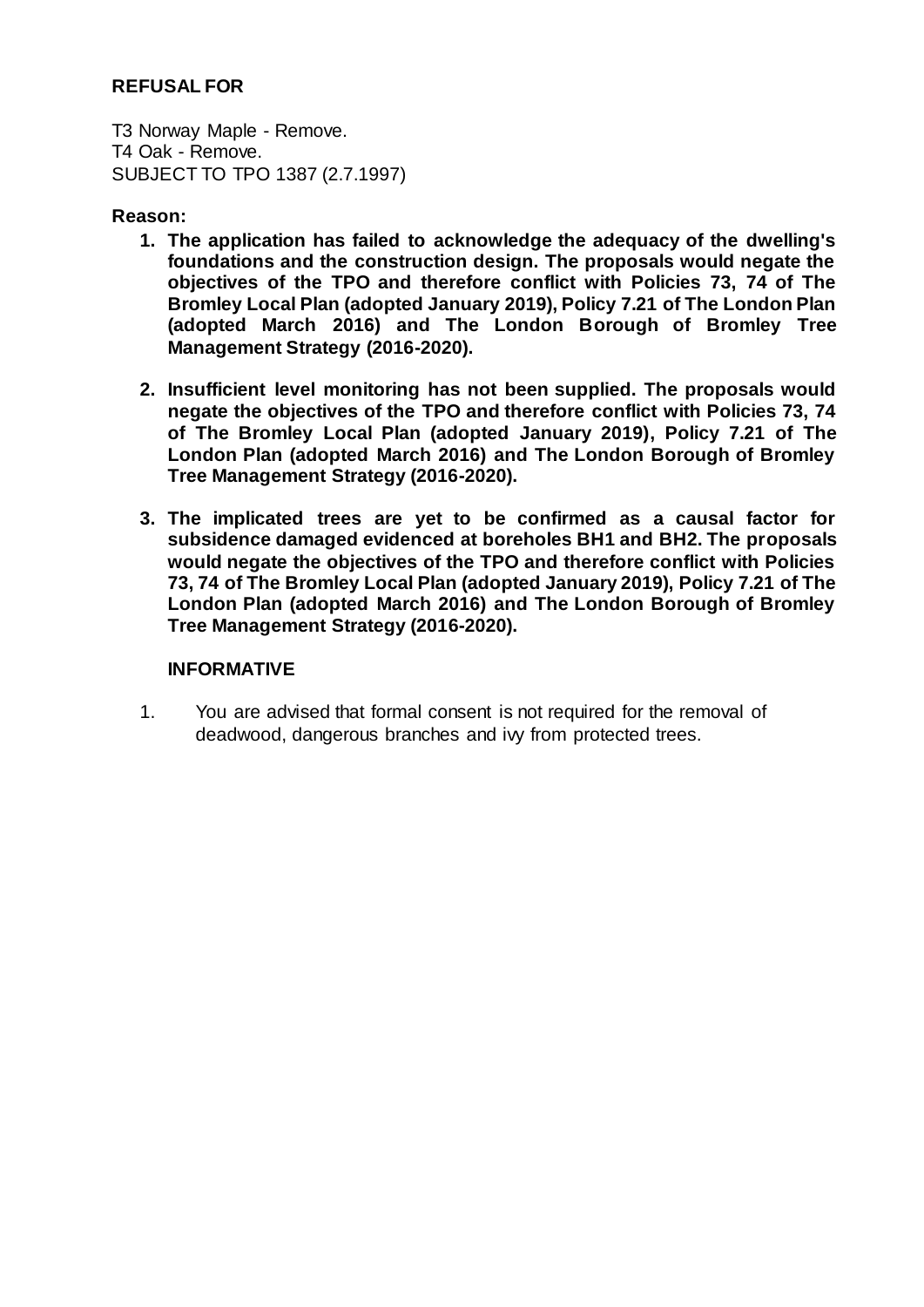**REFUSAL FOR**

T3 Norway Maple - Remove.
T4 Oak - Remove.
SUBJECT TO TPO 1387 (2.7.1997)

**Reason:**

1. **The application has failed to acknowledge the adequacy of the dwelling's foundations and the construction design. The proposals would negate the objectives of the TPO and therefore conflict with Policies 73, 74 of The Bromley Local Plan (adopted January 2019), Policy 7.21 of The London Plan (adopted March 2016) and The London Borough of Bromley Tree Management Strategy (2016-2020).**

2. **Insufficient level monitoring has not been supplied. The proposals would negate the objectives of the TPO and therefore conflict with Policies 73, 74 of The Bromley Local Plan (adopted January 2019), Policy 7.21 of The London Plan (adopted March 2016) and The London Borough of Bromley Tree Management Strategy (2016-2020).**

3. **The implicated trees are yet to be confirmed as a causal factor for subsidence damaged evidenced at boreholes BH1 and BH2. The proposals would negate the objectives of the TPO and therefore conflict with Policies 73, 74 of The Bromley Local Plan (adopted January 2019), Policy 7.21 of The London Plan (adopted March 2016) and The London Borough of Bromley Tree Management Strategy (2016-2020).**

**INFORMATIVE**

1. You are advised that formal consent is not required for the removal of deadwood, dangerous branches and ivy from protected trees.